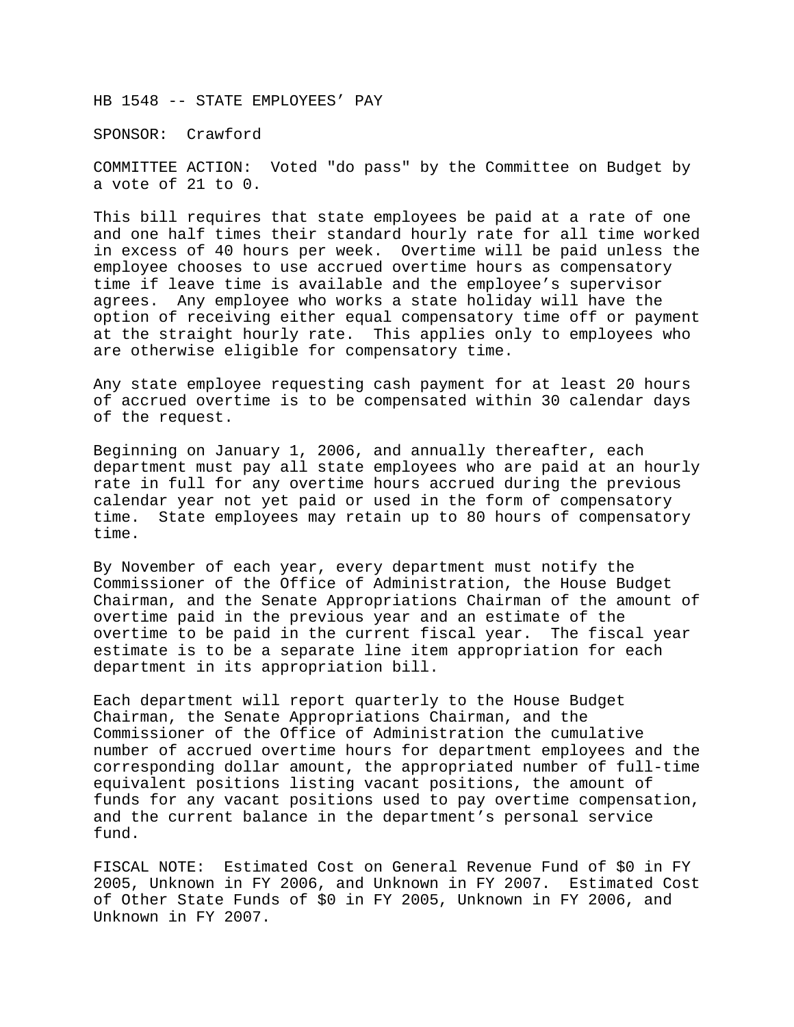HB 1548 -- STATE EMPLOYEES' PAY

SPONSOR: Crawford

COMMITTEE ACTION: Voted "do pass" by the Committee on Budget by a vote of 21 to 0.

This bill requires that state employees be paid at a rate of one and one half times their standard hourly rate for all time worked in excess of 40 hours per week. Overtime will be paid unless the employee chooses to use accrued overtime hours as compensatory time if leave time is available and the employee's supervisor agrees. Any employee who works a state holiday will have the option of receiving either equal compensatory time off or payment at the straight hourly rate. This applies only to employees who are otherwise eligible for compensatory time.

Any state employee requesting cash payment for at least 20 hours of accrued overtime is to be compensated within 30 calendar days of the request.

Beginning on January 1, 2006, and annually thereafter, each department must pay all state employees who are paid at an hourly rate in full for any overtime hours accrued during the previous calendar year not yet paid or used in the form of compensatory time. State employees may retain up to 80 hours of compensatory time.

By November of each year, every department must notify the Commissioner of the Office of Administration, the House Budget Chairman, and the Senate Appropriations Chairman of the amount of overtime paid in the previous year and an estimate of the overtime to be paid in the current fiscal year. The fiscal year estimate is to be a separate line item appropriation for each department in its appropriation bill.

Each department will report quarterly to the House Budget Chairman, the Senate Appropriations Chairman, and the Commissioner of the Office of Administration the cumulative number of accrued overtime hours for department employees and the corresponding dollar amount, the appropriated number of full-time equivalent positions listing vacant positions, the amount of funds for any vacant positions used to pay overtime compensation, and the current balance in the department's personal service fund.

FISCAL NOTE: Estimated Cost on General Revenue Fund of $0 in FY 2005, Unknown in FY 2006, and Unknown in FY 2007. Estimated Cost of Other State Funds of $0 in FY 2005, Unknown in FY 2006, and Unknown in FY 2007.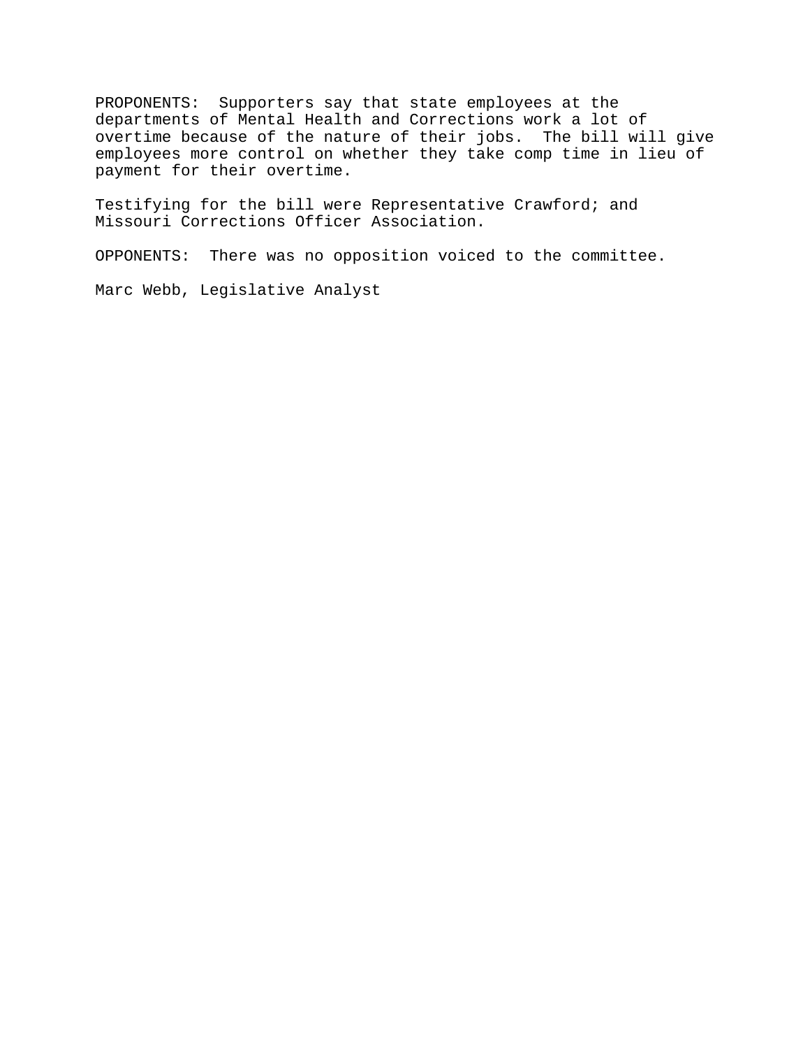PROPONENTS: Supporters say that state employees at the departments of Mental Health and Corrections work a lot of overtime because of the nature of their jobs. The bill will give employees more control on whether they take comp time in lieu of payment for their overtime.

Testifying for the bill were Representative Crawford; and Missouri Corrections Officer Association.

OPPONENTS: There was no opposition voiced to the committee.

Marc Webb, Legislative Analyst